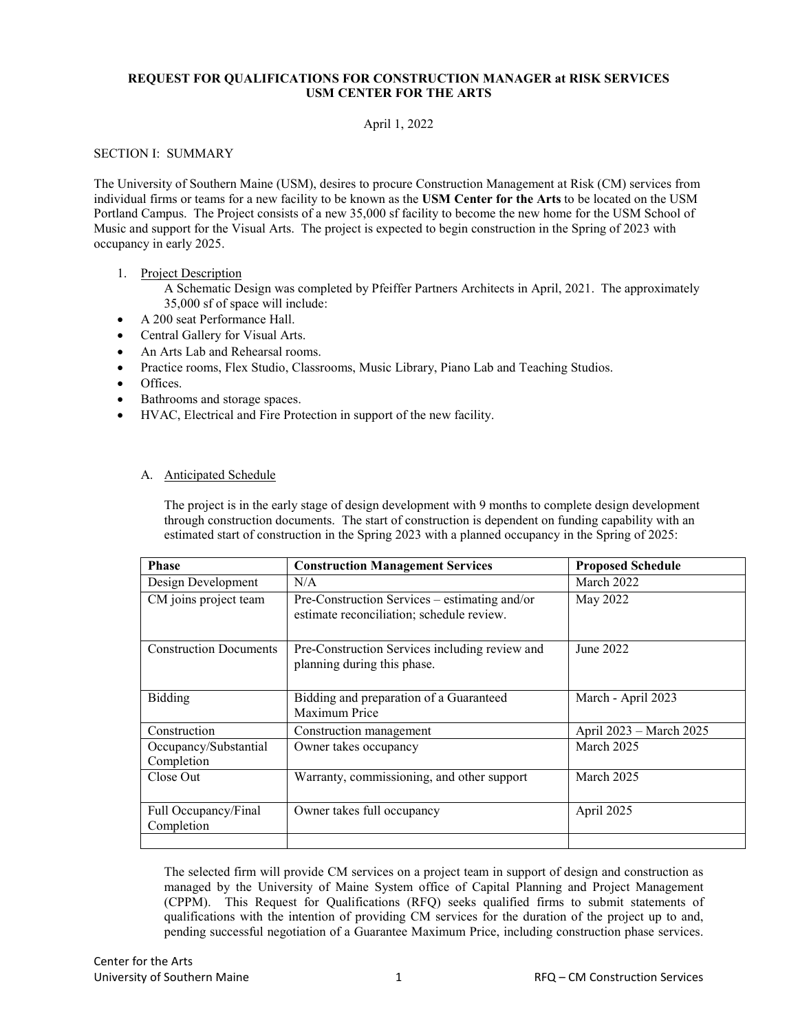**REQUEST FOR QUALIFICATIONS FOR CONSTRUCTION MANAGER at RISK SERVICES**
**USM CENTER FOR THE ARTS**

April 1, 2022

SECTION I: SUMMARY

The University of Southern Maine (USM), desires to procure Construction Management at Risk (CM) services from individual firms or teams for a new facility to be known as the **USM Center for the Arts** to be located on the USM Portland Campus. The Project consists of a new 35,000 sf facility to become the new home for the USM School of Music and support for the Visual Arts. The project is expected to begin construction in the Spring of 2023 with occupancy in early 2025.

1. Project Description

   A Schematic Design was completed by Pfeiffer Partners Architects in April, 2021. The approximately 35,000 sf of space will include:

- A 200 seat Performance Hall.
- Central Gallery for Visual Arts.
- An Arts Lab and Rehearsal rooms.
- Practice rooms, Flex Studio, Classrooms, Music Library, Piano Lab and Teaching Studios.
- Offices.
- Bathrooms and storage spaces.
- HVAC, Electrical and Fire Protection in support of the new facility.

A. Anticipated Schedule

The project is in the early stage of design development with 9 months to complete design development through construction documents. The start of construction is dependent on funding capability with an estimated start of construction in the Spring 2023 with a planned occupancy in the Spring of 2025:

| Phase | Construction Management Services | Proposed Schedule |
|---|---|---|
| Design Development | N/A | March 2022 |
| CM joins project team | Pre-Construction Services – estimating and/or estimate reconciliation; schedule review. | May 2022 |
| Construction Documents | Pre-Construction Services including review and planning during this phase. | June 2022 |
| Bidding | Bidding and preparation of a Guaranteed Maximum Price | March - April 2023 |
| Construction | Construction management | April 2023 – March 2025 |
| Occupancy/Substantial Completion | Owner takes occupancy | March 2025 |
| Close Out | Warranty, commissioning, and other support | March 2025 |
| Full Occupancy/Final Completion | Owner takes full occupancy | April 2025 |
| | | |

The selected firm will provide CM services on a project team in support of design and construction as managed by the University of Maine System office of Capital Planning and Project Management (CPPM). This Request for Qualifications (RFQ) seeks qualified firms to submit statements of qualifications with the intention of providing CM services for the duration of the project up to and, pending successful negotiation of a Guarantee Maximum Price, including construction phase services.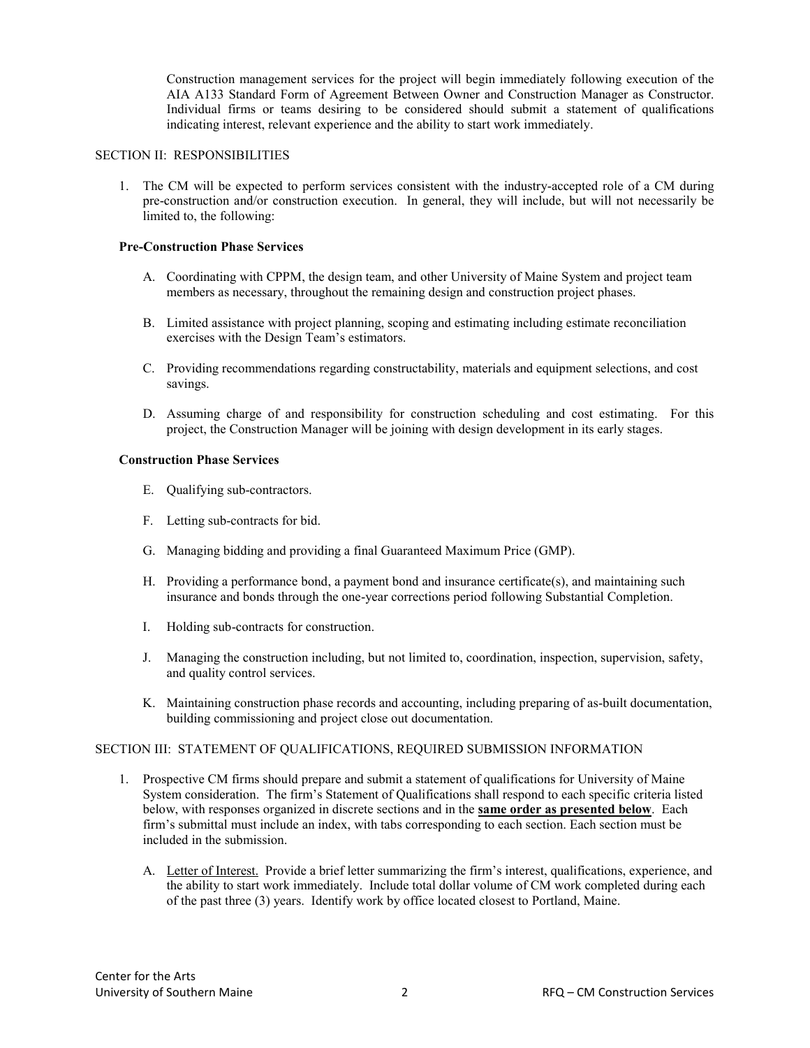Construction management services for the project will begin immediately following execution of the AIA A133 Standard Form of Agreement Between Owner and Construction Manager as Constructor. Individual firms or teams desiring to be considered should submit a statement of qualifications indicating interest, relevant experience and the ability to start work immediately.

## SECTION II: RESPONSIBILITIES

1. The CM will be expected to perform services consistent with the industry-accepted role of a CM during pre-construction and/or construction execution. In general, they will include, but will not necessarily be limited to, the following:

**Pre-Construction Phase Services**

A. Coordinating with CPPM, the design team, and other University of Maine System and project team members as necessary, throughout the remaining design and construction project phases.

B. Limited assistance with project planning, scoping and estimating including estimate reconciliation exercises with the Design Team's estimators.

C. Providing recommendations regarding constructability, materials and equipment selections, and cost savings.

D. Assuming charge of and responsibility for construction scheduling and cost estimating. For this project, the Construction Manager will be joining with design development in its early stages.

**Construction Phase Services**

E. Qualifying sub-contractors.

F. Letting sub-contracts for bid.

G. Managing bidding and providing a final Guaranteed Maximum Price (GMP).

H. Providing a performance bond, a payment bond and insurance certificate(s), and maintaining such insurance and bonds through the one-year corrections period following Substantial Completion.

I. Holding sub-contracts for construction.

J. Managing the construction including, but not limited to, coordination, inspection, supervision, safety, and quality control services.

K. Maintaining construction phase records and accounting, including preparing of as-built documentation, building commissioning and project close out documentation.

## SECTION III: STATEMENT OF QUALIFICATIONS, REQUIRED SUBMISSION INFORMATION

1. Prospective CM firms should prepare and submit a statement of qualifications for University of Maine System consideration. The firm's Statement of Qualifications shall respond to each specific criteria listed below, with responses organized in discrete sections and in the **<u>same order as presented below</u>**. Each firm's submittal must include an index, with tabs corresponding to each section. Each section must be included in the submission.

   A. <u>Letter of Interest.</u> Provide a brief letter summarizing the firm's interest, qualifications, experience, and the ability to start work immediately. Include total dollar volume of CM work completed during each of the past three (3) years. Identify work by office located closest to Portland, Maine.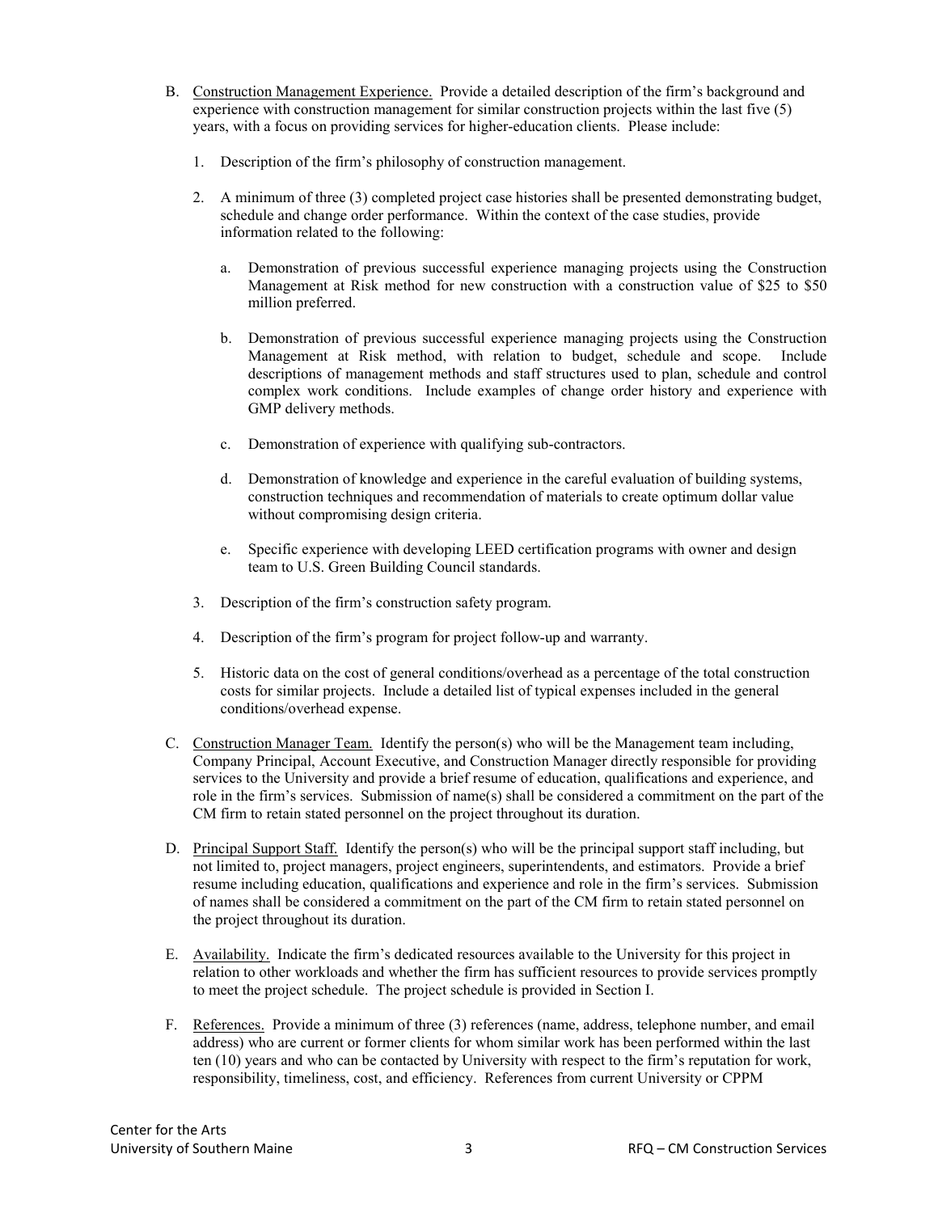B. <u>Construction Management Experience.</u> Provide a detailed description of the firm's background and experience with construction management for similar construction projects within the last five (5) years, with a focus on providing services for higher-education clients. Please include:

   1. Description of the firm's philosophy of construction management.

   2. A minimum of three (3) completed project case histories shall be presented demonstrating budget, schedule and change order performance. Within the context of the case studies, provide information related to the following:

      a. Demonstration of previous successful experience managing projects using the Construction Management at Risk method for new construction with a construction value of $25 to $50 million preferred.

      b. Demonstration of previous successful experience managing projects using the Construction Management at Risk method, with relation to budget, schedule and scope. Include descriptions of management methods and staff structures used to plan, schedule and control complex work conditions. Include examples of change order history and experience with GMP delivery methods.

      c. Demonstration of experience with qualifying sub-contractors.

      d. Demonstration of knowledge and experience in the careful evaluation of building systems, construction techniques and recommendation of materials to create optimum dollar value without compromising design criteria.

      e. Specific experience with developing LEED certification programs with owner and design team to U.S. Green Building Council standards.

   3. Description of the firm's construction safety program.

   4. Description of the firm's program for project follow-up and warranty.

   5. Historic data on the cost of general conditions/overhead as a percentage of the total construction costs for similar projects. Include a detailed list of typical expenses included in the general conditions/overhead expense.

C. <u>Construction Manager Team.</u> Identify the person(s) who will be the Management team including, Company Principal, Account Executive, and Construction Manager directly responsible for providing services to the University and provide a brief resume of education, qualifications and experience, and role in the firm's services. Submission of name(s) shall be considered a commitment on the part of the CM firm to retain stated personnel on the project throughout its duration.

D. <u>Principal Support Staff.</u> Identify the person(s) who will be the principal support staff including, but not limited to, project managers, project engineers, superintendents, and estimators. Provide a brief resume including education, qualifications and experience and role in the firm's services. Submission of names shall be considered a commitment on the part of the CM firm to retain stated personnel on the project throughout its duration.

E. <u>Availability.</u> Indicate the firm's dedicated resources available to the University for this project in relation to other workloads and whether the firm has sufficient resources to provide services promptly to meet the project schedule. The project schedule is provided in Section I.

F. <u>References.</u> Provide a minimum of three (3) references (name, address, telephone number, and email address) who are current or former clients for whom similar work has been performed within the last ten (10) years and who can be contacted by University with respect to the firm's reputation for work, responsibility, timeliness, cost, and efficiency. References from current University or CPPM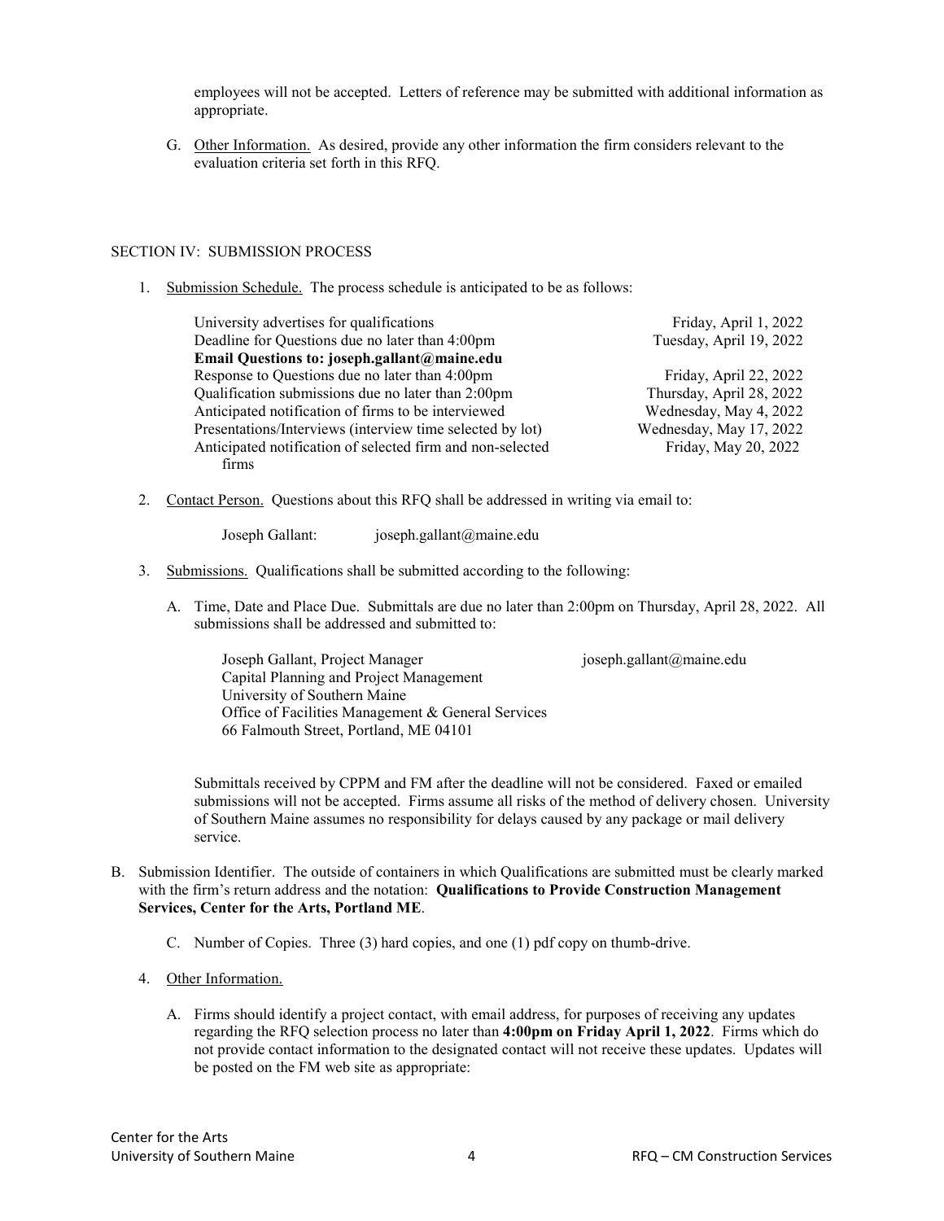employees will not be accepted. Letters of reference may be submitted with additional information as appropriate.

G. Other Information. As desired, provide any other information the firm considers relevant to the evaluation criteria set forth in this RFQ.

## SECTION IV: SUBMISSION PROCESS

1. Submission Schedule. The process schedule is anticipated to be as follows:

| | |
|---|---|
| University advertises for qualifications | Friday, April 1, 2022 |
| Deadline for Questions due no later than 4:00pm | Tuesday, April 19, 2022 |
| **Email Questions to: joseph.gallant@maine.edu** | |
| Response to Questions due no later than 4:00pm | Friday, April 22, 2022 |
| Qualification submissions due no later than 2:00pm | Thursday, April 28, 2022 |
| Anticipated notification of firms to be interviewed | Wednesday, May 4, 2022 |
| Presentations/Interviews (interview time selected by lot) | Wednesday, May 17, 2022 |
| Anticipated notification of selected firm and non-selected firms | Friday, May 20, 2022 |

2. Contact Person. Questions about this RFQ shall be addressed in writing via email to:

   Joseph Gallant: joseph.gallant@maine.edu

3. Submissions. Qualifications shall be submitted according to the following:

   A. Time, Date and Place Due. Submittals are due no later than 2:00pm on Thursday, April 28, 2022. All submissions shall be addressed and submitted to:

   Joseph Gallant, Project Manager joseph.gallant@maine.edu
   Capital Planning and Project Management
   University of Southern Maine
   Office of Facilities Management & General Services
   66 Falmouth Street, Portland, ME 04101

   Submittals received by CPPM and FM after the deadline will not be considered. Faxed or emailed submissions will not be accepted. Firms assume all risks of the method of delivery chosen. University of Southern Maine assumes no responsibility for delays caused by any package or mail delivery service.

B. Submission Identifier. The outside of containers in which Qualifications are submitted must be clearly marked with the firm's return address and the notation: **Qualifications to Provide Construction Management Services, Center for the Arts, Portland ME**.

   C. Number of Copies. Three (3) hard copies, and one (1) pdf copy on thumb-drive.

4. Other Information.

   A. Firms should identify a project contact, with email address, for purposes of receiving any updates regarding the RFQ selection process no later than **4:00pm on Friday April 1, 2022**. Firms which do not provide contact information to the designated contact will not receive these updates. Updates will be posted on the FM web site as appropriate: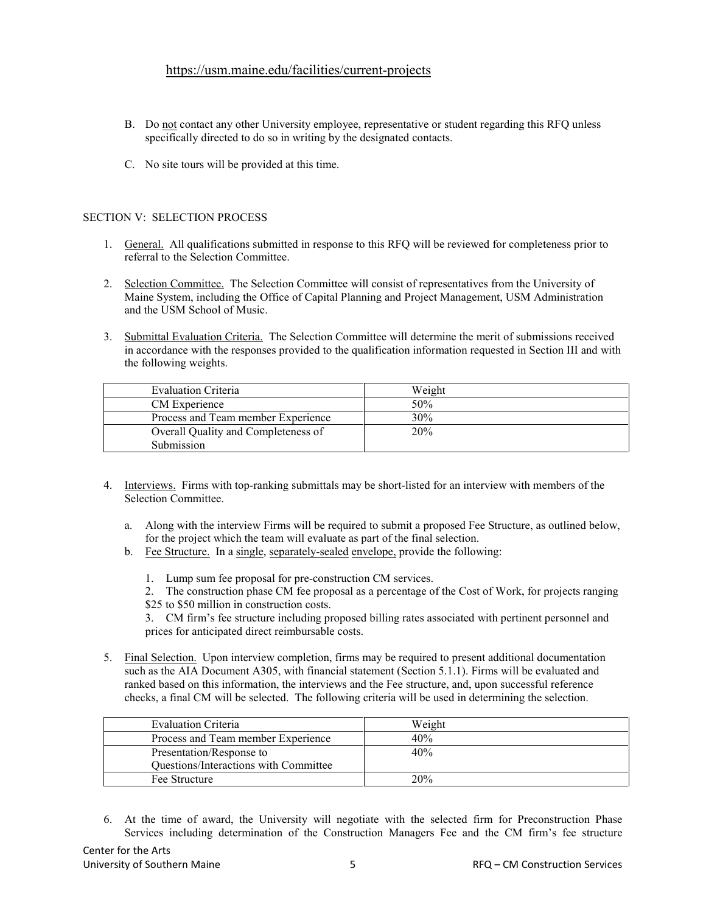https://usm.maine.edu/facilities/current-projects

B. Do not contact any other University employee, representative or student regarding this RFQ unless specifically directed to do so in writing by the designated contacts.

C. No site tours will be provided at this time.

## SECTION V: SELECTION PROCESS

1. General. All qualifications submitted in response to this RFQ will be reviewed for completeness prior to referral to the Selection Committee.

2. Selection Committee. The Selection Committee will consist of representatives from the University of Maine System, including the Office of Capital Planning and Project Management, USM Administration and the USM School of Music.

3. Submittal Evaluation Criteria. The Selection Committee will determine the merit of submissions received in accordance with the responses provided to the qualification information requested in Section III and with the following weights.

| Evaluation Criteria | Weight |
|---|---|
| CM Experience | 50% |
| Process and Team member Experience | 30% |
| Overall Quality and Completeness of Submission | 20% |

4. Interviews. Firms with top-ranking submittals may be short-listed for an interview with members of the Selection Committee.

   a. Along with the interview Firms will be required to submit a proposed Fee Structure, as outlined below, for the project which the team will evaluate as part of the final selection.
   b. Fee Structure. In a single, separately-sealed envelope, provide the following:

      1. Lump sum fee proposal for pre-construction CM services.
      2. The construction phase CM fee proposal as a percentage of the Cost of Work, for projects ranging $25 to $50 million in construction costs.
      3. CM firm's fee structure including proposed billing rates associated with pertinent personnel and prices for anticipated direct reimbursable costs.

5. Final Selection. Upon interview completion, firms may be required to present additional documentation such as the AIA Document A305, with financial statement (Section 5.1.1). Firms will be evaluated and ranked based on this information, the interviews and the Fee structure, and, upon successful reference checks, a final CM will be selected. The following criteria will be used in determining the selection.

| Evaluation Criteria | Weight |
|---|---|
| Process and Team member Experience | 40% |
| Presentation/Response to Questions/Interactions with Committee | 40% |
| Fee Structure | 20% |

6. At the time of award, the University will negotiate with the selected firm for Preconstruction Phase Services including determination of the Construction Managers Fee and the CM firm's fee structure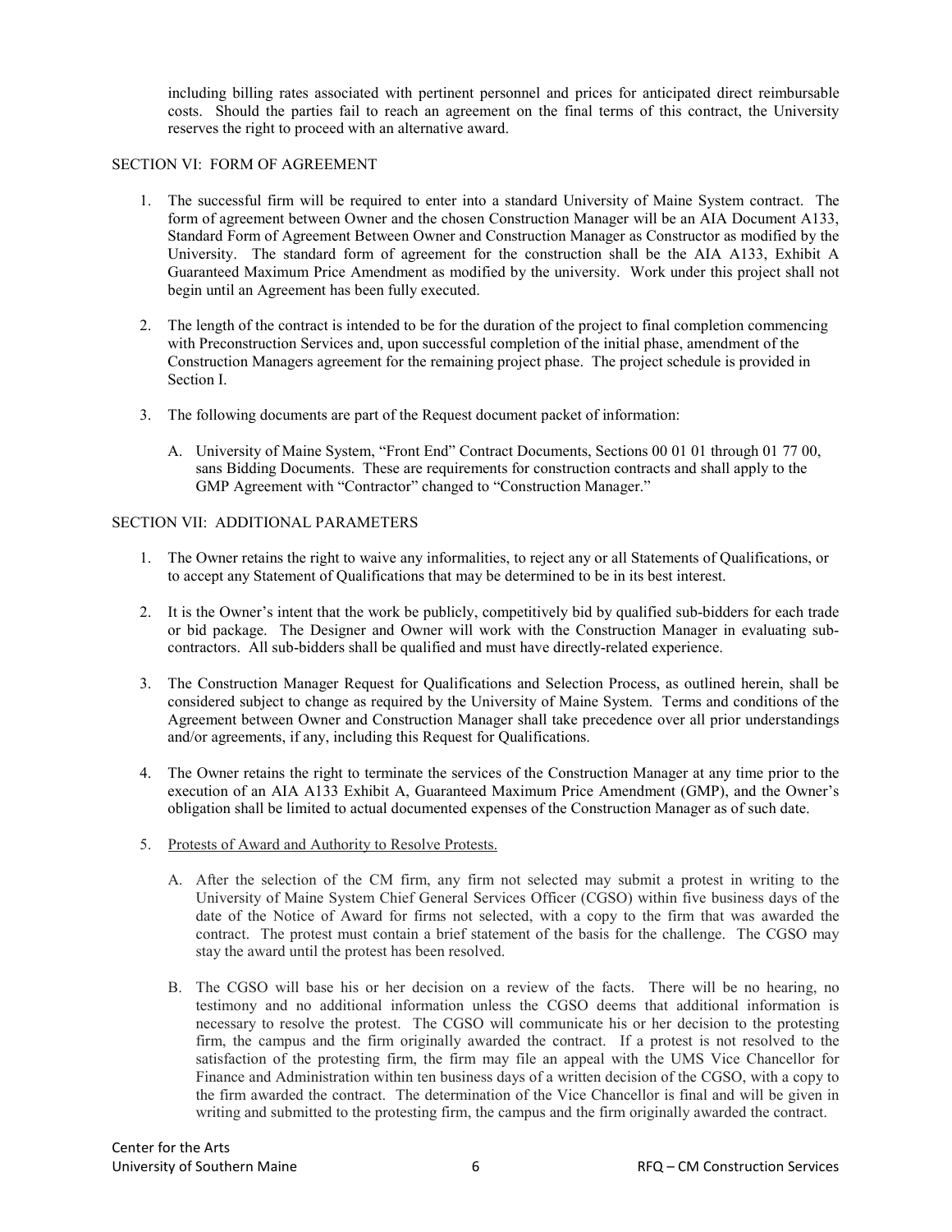including billing rates associated with pertinent personnel and prices for anticipated direct reimbursable costs. Should the parties fail to reach an agreement on the final terms of this contract, the University reserves the right to proceed with an alternative award.

## SECTION VI: FORM OF AGREEMENT

1. The successful firm will be required to enter into a standard University of Maine System contract. The form of agreement between Owner and the chosen Construction Manager will be an AIA Document A133, Standard Form of Agreement Between Owner and Construction Manager as Constructor as modified by the University. The standard form of agreement for the construction shall be the AIA A133, Exhibit A Guaranteed Maximum Price Amendment as modified by the university. Work under this project shall not begin until an Agreement has been fully executed.

2. The length of the contract is intended to be for the duration of the project to final completion commencing with Preconstruction Services and, upon successful completion of the initial phase, amendment of the Construction Managers agreement for the remaining project phase. The project schedule is provided in Section I.

3. The following documents are part of the Request document packet of information:

   A. University of Maine System, "Front End" Contract Documents, Sections 00 01 01 through 01 77 00, sans Bidding Documents. These are requirements for construction contracts and shall apply to the GMP Agreement with "Contractor" changed to "Construction Manager."

## SECTION VII: ADDITIONAL PARAMETERS

1. The Owner retains the right to waive any informalities, to reject any or all Statements of Qualifications, or to accept any Statement of Qualifications that may be determined to be in its best interest.

2. It is the Owner's intent that the work be publicly, competitively bid by qualified sub-bidders for each trade or bid package. The Designer and Owner will work with the Construction Manager in evaluating sub-contractors. All sub-bidders shall be qualified and must have directly-related experience.

3. The Construction Manager Request for Qualifications and Selection Process, as outlined herein, shall be considered subject to change as required by the University of Maine System. Terms and conditions of the Agreement between Owner and Construction Manager shall take precedence over all prior understandings and/or agreements, if any, including this Request for Qualifications.

4. The Owner retains the right to terminate the services of the Construction Manager at any time prior to the execution of an AIA A133 Exhibit A, Guaranteed Maximum Price Amendment (GMP), and the Owner's obligation shall be limited to actual documented expenses of the Construction Manager as of such date.

5. Protests of Award and Authority to Resolve Protests.

   A. After the selection of the CM firm, any firm not selected may submit a protest in writing to the University of Maine System Chief General Services Officer (CGSO) within five business days of the date of the Notice of Award for firms not selected, with a copy to the firm that was awarded the contract. The protest must contain a brief statement of the basis for the challenge. The CGSO may stay the award until the protest has been resolved.

   B. The CGSO will base his or her decision on a review of the facts. There will be no hearing, no testimony and no additional information unless the CGSO deems that additional information is necessary to resolve the protest. The CGSO will communicate his or her decision to the protesting firm, the campus and the firm originally awarded the contract. If a protest is not resolved to the satisfaction of the protesting firm, the firm may file an appeal with the UMS Vice Chancellor for Finance and Administration within ten business days of a written decision of the CGSO, with a copy to the firm awarded the contract. The determination of the Vice Chancellor is final and will be given in writing and submitted to the protesting firm, the campus and the firm originally awarded the contract.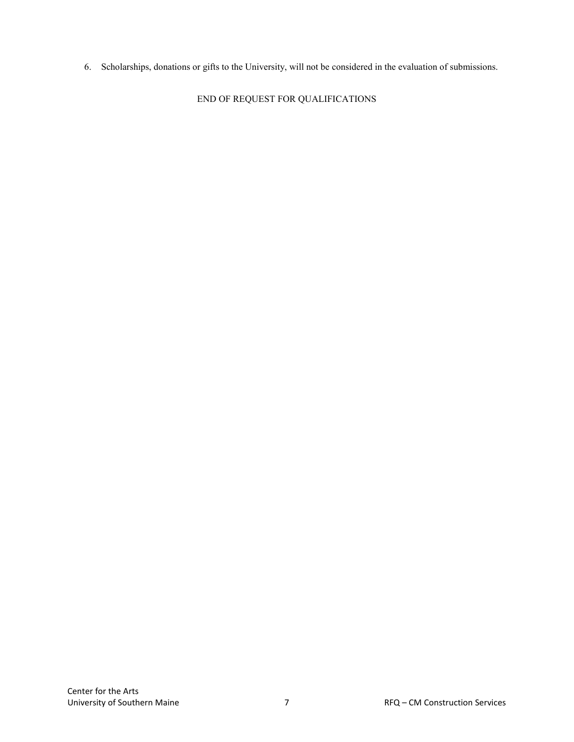6. Scholarships, donations or gifts to the University, will not be considered in the evaluation of submissions.

END OF REQUEST FOR QUALIFICATIONS